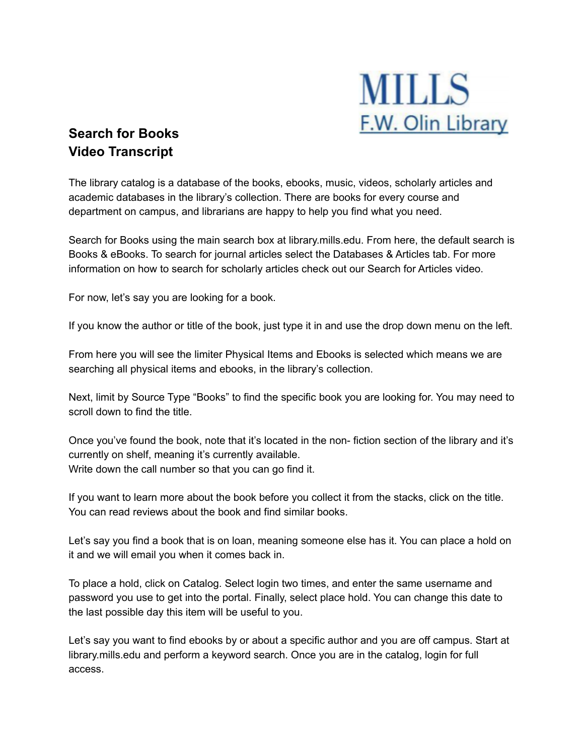MILLS
F.W. Olin Library

## Search for Books
## Video Transcript

The library catalog is a database of the books, ebooks, music, videos, scholarly articles and academic databases in the library's collection. There are books for every course and department on campus, and librarians are happy to help you find what you need.

Search for Books using the main search box at library.mills.edu. From here, the default search is Books & eBooks. To search for journal articles select the Databases & Articles tab. For more information on how to search for scholarly articles check out our Search for Articles video.

For now, let's say you are looking for a book.

If you know the author or title of the book, just type it in and use the drop down menu on the left.

From here you will see the limiter Physical Items and Ebooks is selected which means we are searching all physical items and ebooks, in the library's collection.

Next, limit by Source Type "Books" to find the specific book you are looking for. You may need to scroll down to find the title.

Once you've found the book, note that it's located in the non- fiction section of the library and it's currently on shelf, meaning it's currently available.
Write down the call number so that you can go find it.

If you want to learn more about the book before you collect it from the stacks, click on the title. You can read reviews about the book and find similar books.

Let's say you find a book that is on loan, meaning someone else has it. You can place a hold on it and we will email you when it comes back in.

To place a hold, click on Catalog. Select login two times, and enter the same username and password you use to get into the portal. Finally, select place hold. You can change this date to the last possible day this item will be useful to you.

Let's say you want to find ebooks by or about a specific author and you are off campus. Start at library.mills.edu and perform a keyword search. Once you are in the catalog, login for full access.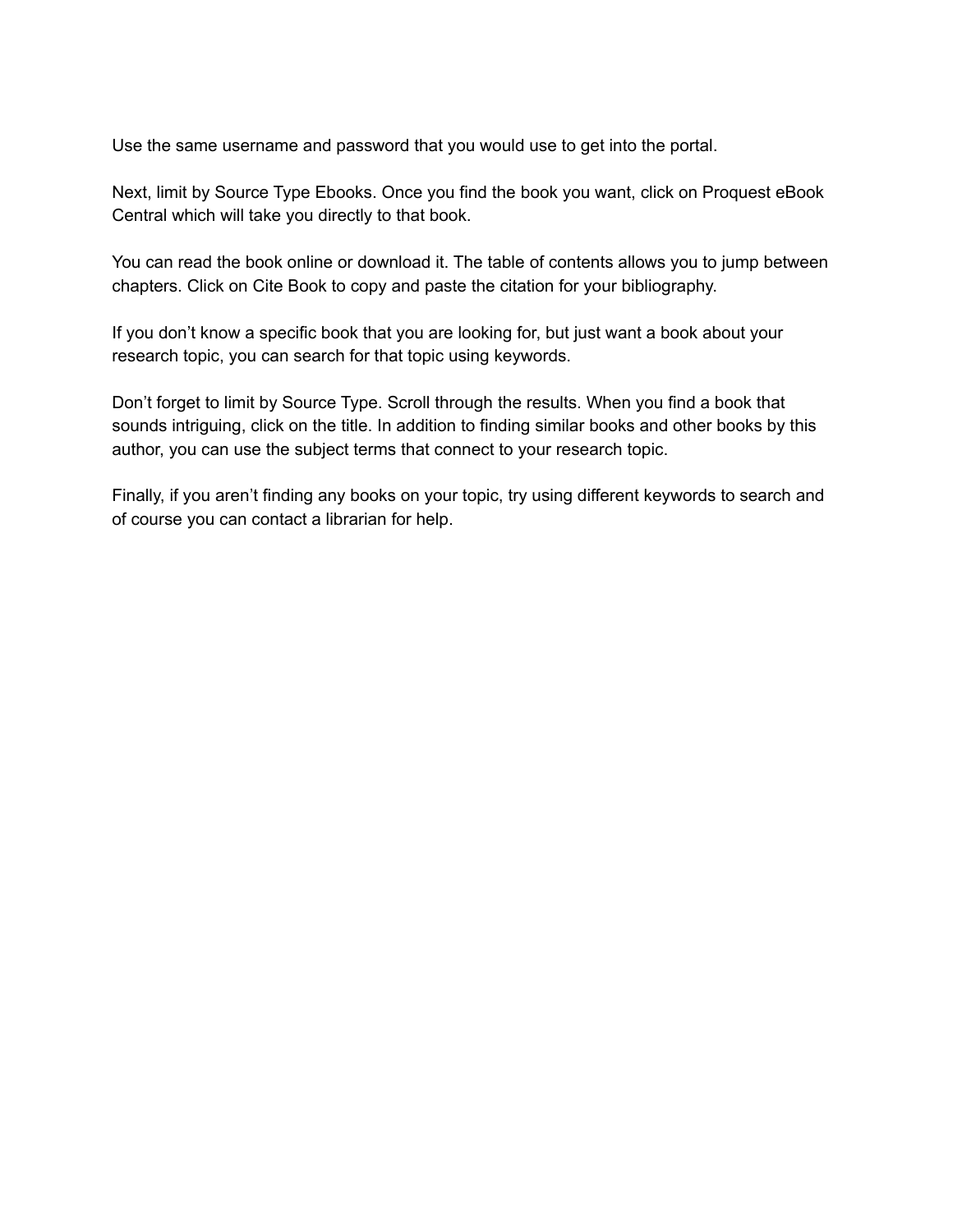Use the same username and password that you would use to get into the portal.

Next, limit by Source Type Ebooks. Once you find the book you want, click on Proquest eBook Central which will take you directly to that book.

You can read the book online or download it. The table of contents allows you to jump between chapters. Click on Cite Book to copy and paste the citation for your bibliography.

If you don't know a specific book that you are looking for, but just want a book about your research topic, you can search for that topic using keywords.

Don't forget to limit by Source Type. Scroll through the results. When you find a book that sounds intriguing, click on the title. In addition to finding similar books and other books by this author, you can use the subject terms that connect to your research topic.

Finally, if you aren't finding any books on your topic, try using different keywords to search and of course you can contact a librarian for help.